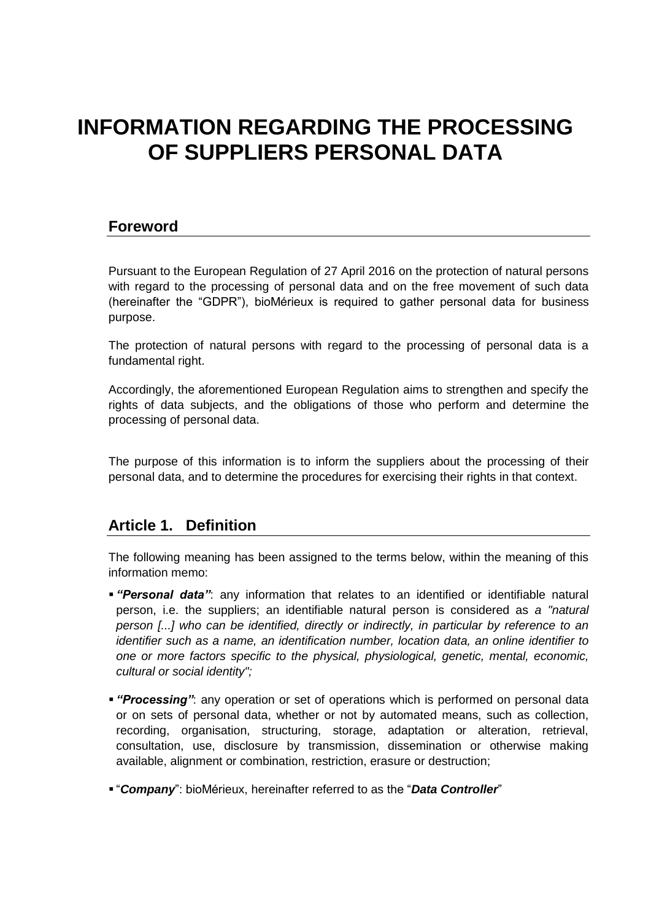# INFORMATION REGARDING THE PROCESSING OF SUPPLIERS PERSONAL DATA

## Foreword

Pursuant to the European Regulation of 27 April 2016 on the protection of natural persons with regard to the processing of personal data and on the free movement of such data (hereinafter the "GDPR"), bioMérieux is required to gather personal data for business purpose.

The protection of natural persons with regard to the processing of personal data is a fundamental right.

Accordingly, the aforementioned European Regulation aims to strengthen and specify the rights of data subjects, and the obligations of those who perform and determine the processing of personal data.

The purpose of this information is to inform the suppliers about the processing of their personal data, and to determine the procedures for exercising their rights in that context.

## Article 1. Definition

The following meaning has been assigned to the terms below, within the meaning of this information memo:

- ***"Personal data"***: any information that relates to an identified or identifiable natural person, i.e. the suppliers; an identifiable natural person is considered as *a "natural person [...] who can be identified, directly or indirectly, in particular by reference to an identifier such as a name, an identification number, location data, an online identifier to one or more factors specific to the physical, physiological, genetic, mental, economic, cultural or social identity";*

- ***"Processing"***: any operation or set of operations which is performed on personal data or on sets of personal data, whether or not by automated means, such as collection, recording, organisation, structuring, storage, adaptation or alteration, retrieval, consultation, use, disclosure by transmission, dissemination or otherwise making available, alignment or combination, restriction, erasure or destruction;

- "***Company***": bioMérieux, hereinafter referred to as the "***Data Controller***"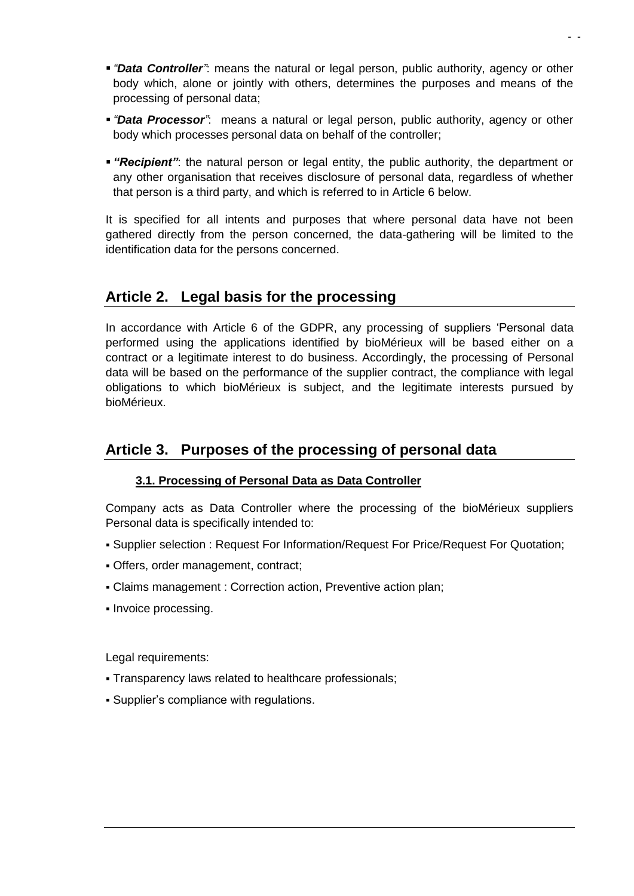- *"**Data Controller**"*: means the natural or legal person, public authority, agency or other body which, alone or jointly with others, determines the purposes and means of the processing of personal data;
- *"**Data Processor**"*: means a natural or legal person, public authority, agency or other body which processes personal data on behalf of the controller;
- ***"Recipient"***: the natural person or legal entity, the public authority, the department or any other organisation that receives disclosure of personal data, regardless of whether that person is a third party, and which is referred to in Article 6 below.

It is specified for all intents and purposes that where personal data have not been gathered directly from the person concerned, the data-gathering will be limited to the identification data for the persons concerned.

## Article 2. Legal basis for the processing

In accordance with Article 6 of the GDPR, any processing of suppliers 'Personal data performed using the applications identified by bioMérieux will be based either on a contract or a legitimate interest to do business. Accordingly, the processing of Personal data will be based on the performance of the supplier contract, the compliance with legal obligations to which bioMérieux is subject, and the legitimate interests pursued by bioMérieux.

## Article 3. Purposes of the processing of personal data

### 3.1. Processing of Personal Data as Data Controller

Company acts as Data Controller where the processing of the bioMérieux suppliers Personal data is specifically intended to:

- Supplier selection : Request For Information/Request For Price/Request For Quotation;
- Offers, order management, contract;
- Claims management : Correction action, Preventive action plan;
- Invoice processing.

Legal requirements:

- Transparency laws related to healthcare professionals;
- Supplier's compliance with regulations.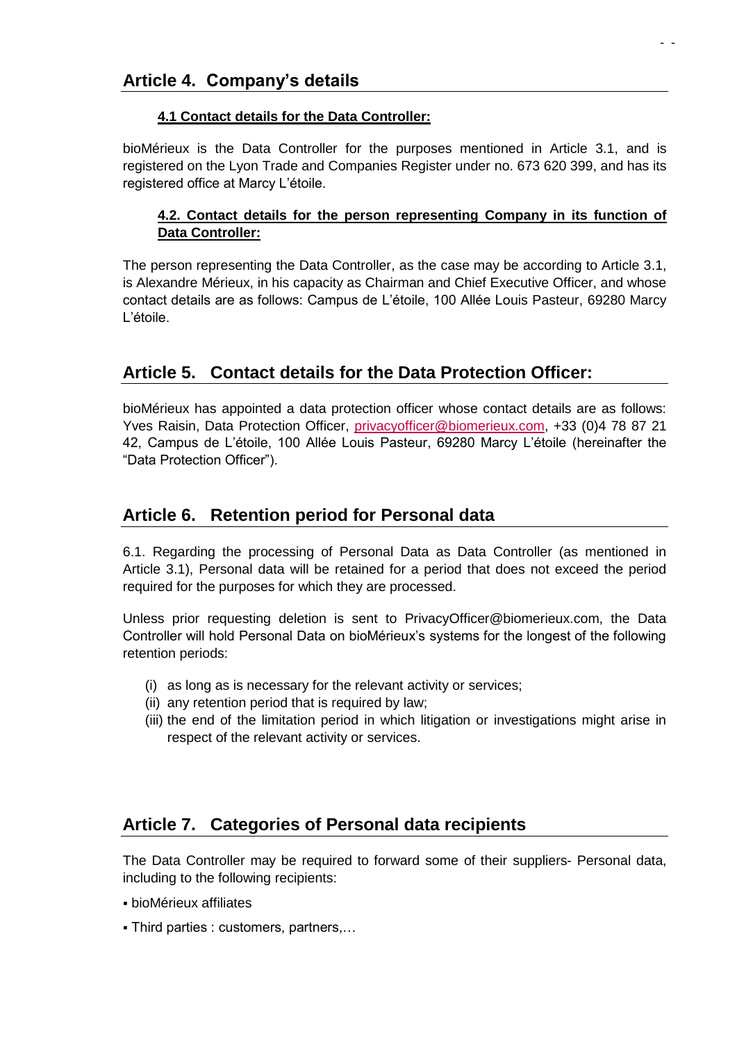## Article 4. Company's details

### 4.1 Contact details for the Data Controller:

bioMérieux is the Data Controller for the purposes mentioned in Article 3.1, and is registered on the Lyon Trade and Companies Register under no. 673 620 399, and has its registered office at Marcy L'étoile.

### 4.2. Contact details for the person representing Company in its function of Data Controller:

The person representing the Data Controller, as the case may be according to Article 3.1, is Alexandre Mérieux, in his capacity as Chairman and Chief Executive Officer, and whose contact details are as follows: Campus de L'étoile, 100 Allée Louis Pasteur, 69280 Marcy L'étoile.

## Article 5. Contact details for the Data Protection Officer:

bioMérieux has appointed a data protection officer whose contact details are as follows: Yves Raisin, Data Protection Officer, privacyofficer@biomerieux.com, +33 (0)4 78 87 21 42, Campus de L'étoile, 100 Allée Louis Pasteur, 69280 Marcy L'étoile (hereinafter the "Data Protection Officer").

## Article 6. Retention period for Personal data

6.1. Regarding the processing of Personal Data as Data Controller (as mentioned in Article 3.1), Personal data will be retained for a period that does not exceed the period required for the purposes for which they are processed.

Unless prior requesting deletion is sent to PrivacyOfficer@biomerieux.com, the Data Controller will hold Personal Data on bioMérieux's systems for the longest of the following retention periods:

(i) as long as is necessary for the relevant activity or services;
(ii) any retention period that is required by law;
(iii) the end of the limitation period in which litigation or investigations might arise in respect of the relevant activity or services.

## Article 7. Categories of Personal data recipients

The Data Controller may be required to forward some of their suppliers- Personal data, including to the following recipients:

- bioMérieux affiliates
- Third parties : customers, partners,…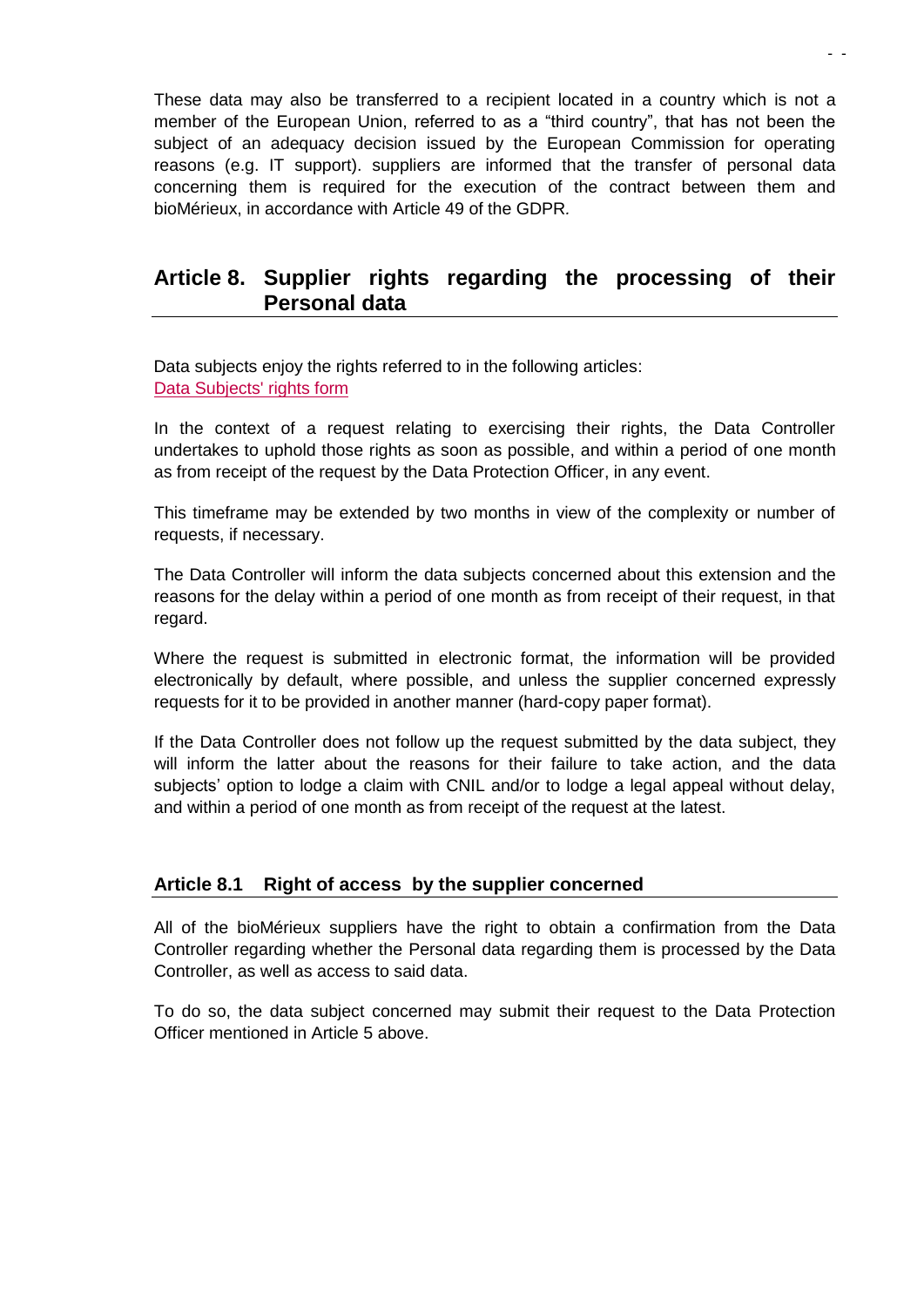These data may also be transferred to a recipient located in a country which is not a member of the European Union, referred to as a “third country”, that has not been the subject of an adequacy decision issued by the European Commission for operating reasons (e.g. IT support). suppliers are informed that the transfer of personal data concerning them is required for the execution of the contract between them and bioMérieux, in accordance with Article 49 of the GDPR.

## Article 8. Supplier rights regarding the processing of their Personal data

Data subjects enjoy the rights referred to in the following articles:
Data Subjects' rights form

In the context of a request relating to exercising their rights, the Data Controller undertakes to uphold those rights as soon as possible, and within a period of one month as from receipt of the request by the Data Protection Officer, in any event.

This timeframe may be extended by two months in view of the complexity or number of requests, if necessary.

The Data Controller will inform the data subjects concerned about this extension and the reasons for the delay within a period of one month as from receipt of their request, in that regard.

Where the request is submitted in electronic format, the information will be provided electronically by default, where possible, and unless the supplier concerned expressly requests for it to be provided in another manner (hard-copy paper format).

If the Data Controller does not follow up the request submitted by the data subject, they will inform the latter about the reasons for their failure to take action, and the data subjects’ option to lodge a claim with CNIL and/or to lodge a legal appeal without delay, and within a period of one month as from receipt of the request at the latest.

### Article 8.1 Right of access by the supplier concerned

All of the bioMérieux suppliers have the right to obtain a confirmation from the Data Controller regarding whether the Personal data regarding them is processed by the Data Controller, as well as access to said data.

To do so, the data subject concerned may submit their request to the Data Protection Officer mentioned in Article 5 above.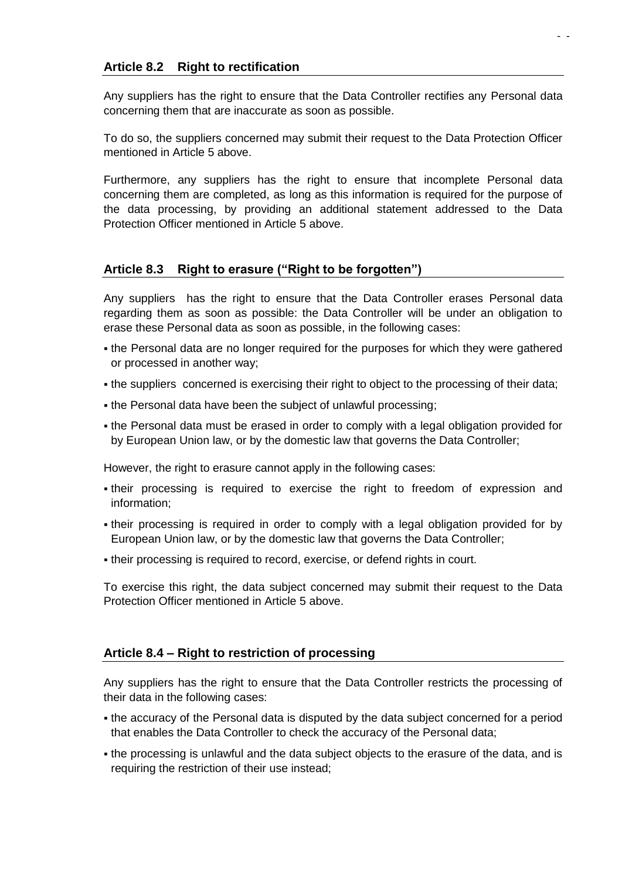### Article 8.2 Right to rectification

Any suppliers has the right to ensure that the Data Controller rectifies any Personal data concerning them that are inaccurate as soon as possible.

To do so, the suppliers concerned may submit their request to the Data Protection Officer mentioned in Article 5 above.

Furthermore, any suppliers has the right to ensure that incomplete Personal data concerning them are completed, as long as this information is required for the purpose of the data processing, by providing an additional statement addressed to the Data Protection Officer mentioned in Article 5 above.

### Article 8.3 Right to erasure ("Right to be forgotten")

Any suppliers has the right to ensure that the Data Controller erases Personal data regarding them as soon as possible: the Data Controller will be under an obligation to erase these Personal data as soon as possible, in the following cases:

- the Personal data are no longer required for the purposes for which they were gathered or processed in another way;
- the suppliers concerned is exercising their right to object to the processing of their data;
- the Personal data have been the subject of unlawful processing;
- the Personal data must be erased in order to comply with a legal obligation provided for by European Union law, or by the domestic law that governs the Data Controller;

However, the right to erasure cannot apply in the following cases:

- their processing is required to exercise the right to freedom of expression and information;
- their processing is required in order to comply with a legal obligation provided for by European Union law, or by the domestic law that governs the Data Controller;
- their processing is required to record, exercise, or defend rights in court.

To exercise this right, the data subject concerned may submit their request to the Data Protection Officer mentioned in Article 5 above.

### Article 8.4 – Right to restriction of processing

Any suppliers has the right to ensure that the Data Controller restricts the processing of their data in the following cases:

- the accuracy of the Personal data is disputed by the data subject concerned for a period that enables the Data Controller to check the accuracy of the Personal data;
- the processing is unlawful and the data subject objects to the erasure of the data, and is requiring the restriction of their use instead;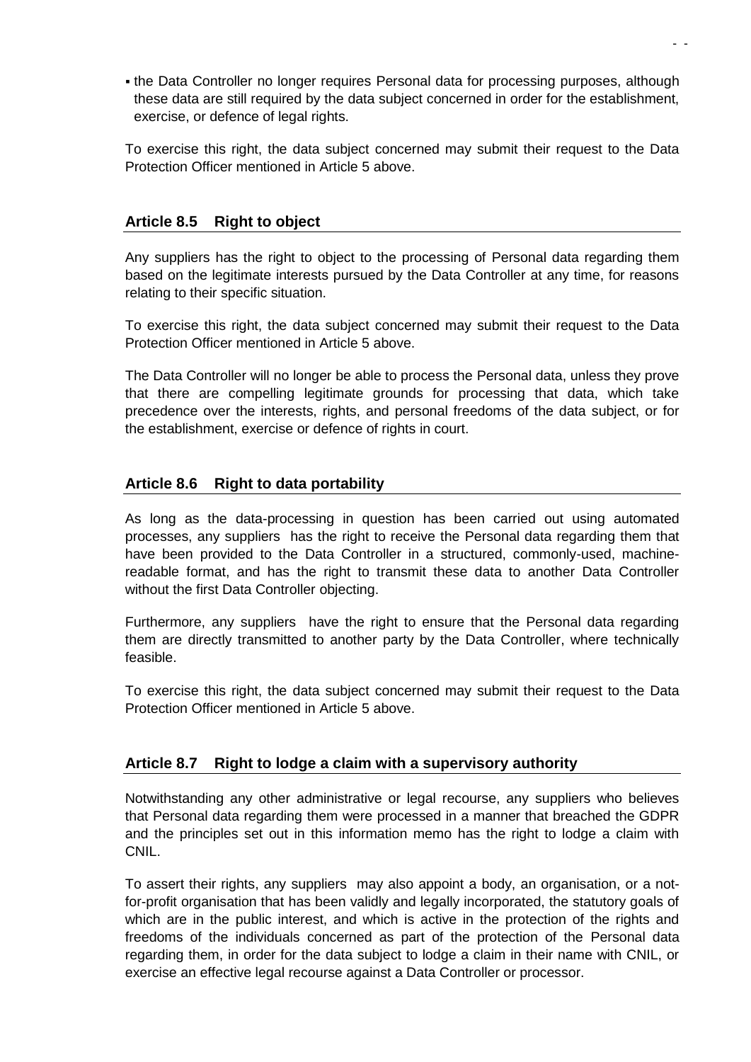- the Data Controller no longer requires Personal data for processing purposes, although these data are still required by the data subject concerned in order for the establishment, exercise, or defence of legal rights.

To exercise this right, the data subject concerned may submit their request to the Data Protection Officer mentioned in Article 5 above.

### Article 8.5 Right to object

Any suppliers has the right to object to the processing of Personal data regarding them based on the legitimate interests pursued by the Data Controller at any time, for reasons relating to their specific situation.

To exercise this right, the data subject concerned may submit their request to the Data Protection Officer mentioned in Article 5 above.

The Data Controller will no longer be able to process the Personal data, unless they prove that there are compelling legitimate grounds for processing that data, which take precedence over the interests, rights, and personal freedoms of the data subject, or for the establishment, exercise or defence of rights in court.

### Article 8.6 Right to data portability

As long as the data-processing in question has been carried out using automated processes, any suppliers has the right to receive the Personal data regarding them that have been provided to the Data Controller in a structured, commonly-used, machine-readable format, and has the right to transmit these data to another Data Controller without the first Data Controller objecting.

Furthermore, any suppliers have the right to ensure that the Personal data regarding them are directly transmitted to another party by the Data Controller, where technically feasible.

To exercise this right, the data subject concerned may submit their request to the Data Protection Officer mentioned in Article 5 above.

### Article 8.7 Right to lodge a claim with a supervisory authority

Notwithstanding any other administrative or legal recourse, any suppliers who believes that Personal data regarding them were processed in a manner that breached the GDPR and the principles set out in this information memo has the right to lodge a claim with CNIL.

To assert their rights, any suppliers may also appoint a body, an organisation, or a not-for-profit organisation that has been validly and legally incorporated, the statutory goals of which are in the public interest, and which is active in the protection of the rights and freedoms of the individuals concerned as part of the protection of the Personal data regarding them, in order for the data subject to lodge a claim in their name with CNIL, or exercise an effective legal recourse against a Data Controller or processor.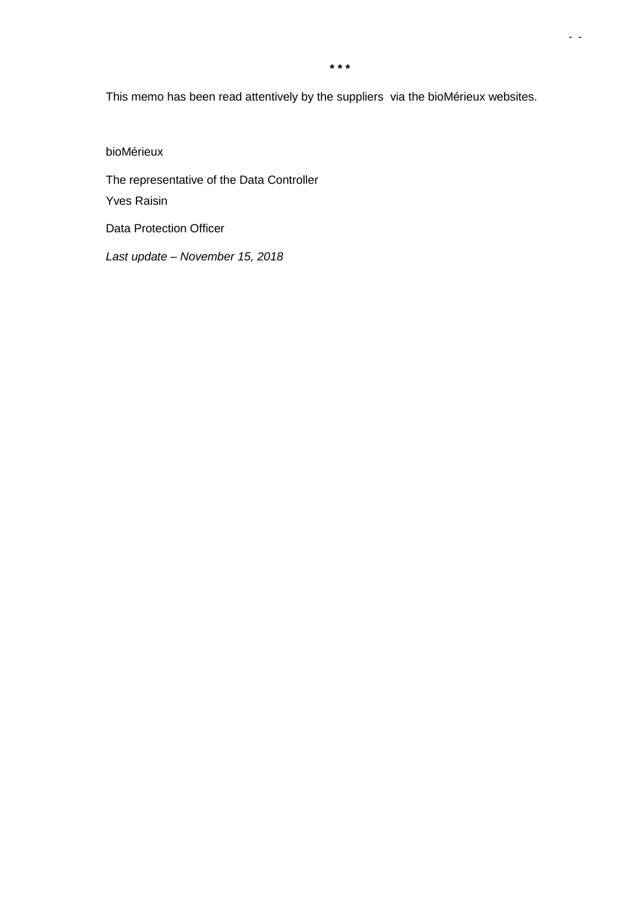***

This memo has been read attentively by the suppliers  via the bioMérieux websites.

bioMérieux

The representative of the Data Controller
Yves Raisin

Data Protection Officer

*Last update – November 15, 2018*